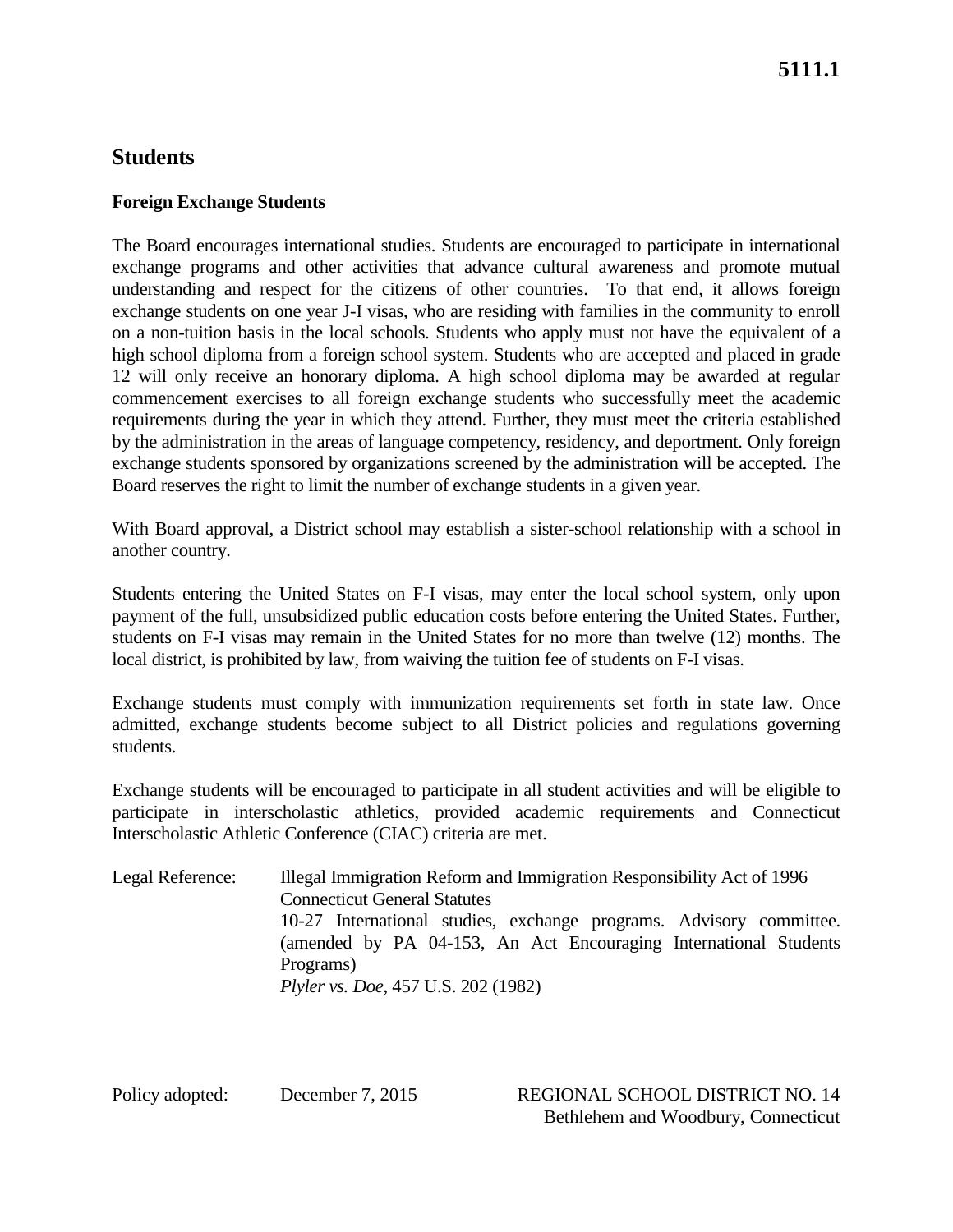**5111.1**

# Students

## Foreign Exchange Students

The Board encourages international studies. Students are encouraged to participate in international exchange programs and other activities that advance cultural awareness and promote mutual understanding and respect for the citizens of other countries. To that end, it allows foreign exchange students on one year J-I visas, who are residing with families in the community to enroll on a non-tuition basis in the local schools. Students who apply must not have the equivalent of a high school diploma from a foreign school system. Students who are accepted and placed in grade 12 will only receive an honorary diploma. A high school diploma may be awarded at regular commencement exercises to all foreign exchange students who successfully meet the academic requirements during the year in which they attend. Further, they must meet the criteria established by the administration in the areas of language competency, residency, and deportment. Only foreign exchange students sponsored by organizations screened by the administration will be accepted. The Board reserves the right to limit the number of exchange students in a given year.

With Board approval, a District school may establish a sister-school relationship with a school in another country.

Students entering the United States on F-I visas, may enter the local school system, only upon payment of the full, unsubsidized public education costs before entering the United States. Further, students on F-I visas may remain in the United States for no more than twelve (12) months. The local district, is prohibited by law, from waiving the tuition fee of students on F-I visas.

Exchange students must comply with immunization requirements set forth in state law. Once admitted, exchange students become subject to all District policies and regulations governing students.

Exchange students will be encouraged to participate in all student activities and will be eligible to participate in interscholastic athletics, provided academic requirements and Connecticut Interscholastic Athletic Conference (CIAC) criteria are met.

Legal Reference: Illegal Immigration Reform and Immigration Responsibility Act of 1996

Connecticut General Statutes

10-27 International studies, exchange programs. Advisory committee. (amended by PA 04-153, An Act Encouraging International Students Programs)

*Plyler vs. Doe*, 457 U.S. 202 (1982)

Policy adopted: December 7, 2015

REGIONAL SCHOOL DISTRICT NO. 14
Bethlehem and Woodbury, Connecticut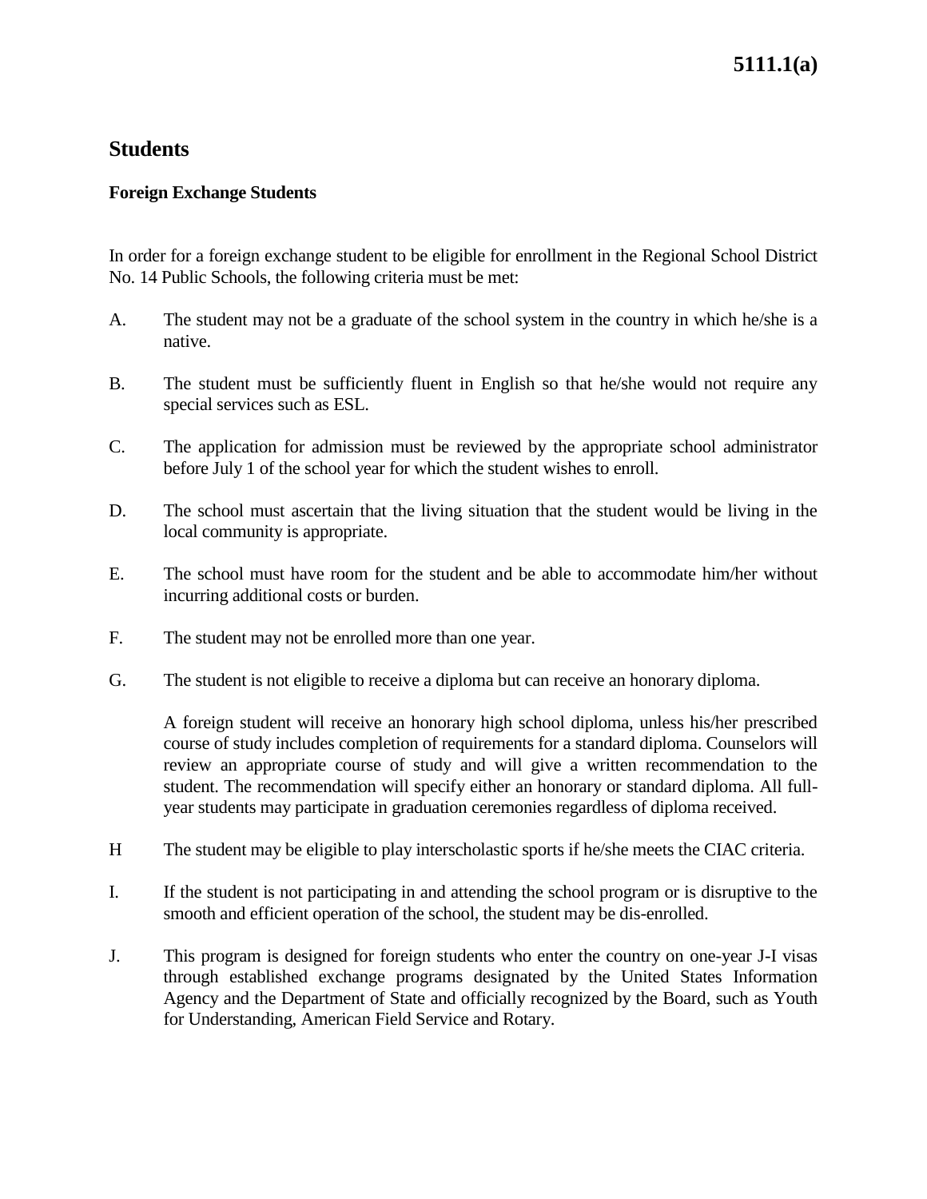# Students

## Foreign Exchange Students

In order for a foreign exchange student to be eligible for enrollment in the Regional School District No. 14 Public Schools, the following criteria must be met:

A. The student may not be a graduate of the school system in the country in which he/she is a native.

B. The student must be sufficiently fluent in English so that he/she would not require any special services such as ESL.

C. The application for admission must be reviewed by the appropriate school administrator before July 1 of the school year for which the student wishes to enroll.

D. The school must ascertain that the living situation that the student would be living in the local community is appropriate.

E. The school must have room for the student and be able to accommodate him/her without incurring additional costs or burden.

F. The student may not be enrolled more than one year.

G. The student is not eligible to receive a diploma but can receive an honorary diploma.

   A foreign student will receive an honorary high school diploma, unless his/her prescribed course of study includes completion of requirements for a standard diploma. Counselors will review an appropriate course of study and will give a written recommendation to the student. The recommendation will specify either an honorary or standard diploma. All full-year students may participate in graduation ceremonies regardless of diploma received.

H The student may be eligible to play interscholastic sports if he/she meets the CIAC criteria.

I. If the student is not participating in and attending the school program or is disruptive to the smooth and efficient operation of the school, the student may be dis-enrolled.

J. This program is designed for foreign students who enter the country on one-year J-I visas through established exchange programs designated by the United States Information Agency and the Department of State and officially recognized by the Board, such as Youth for Understanding, American Field Service and Rotary.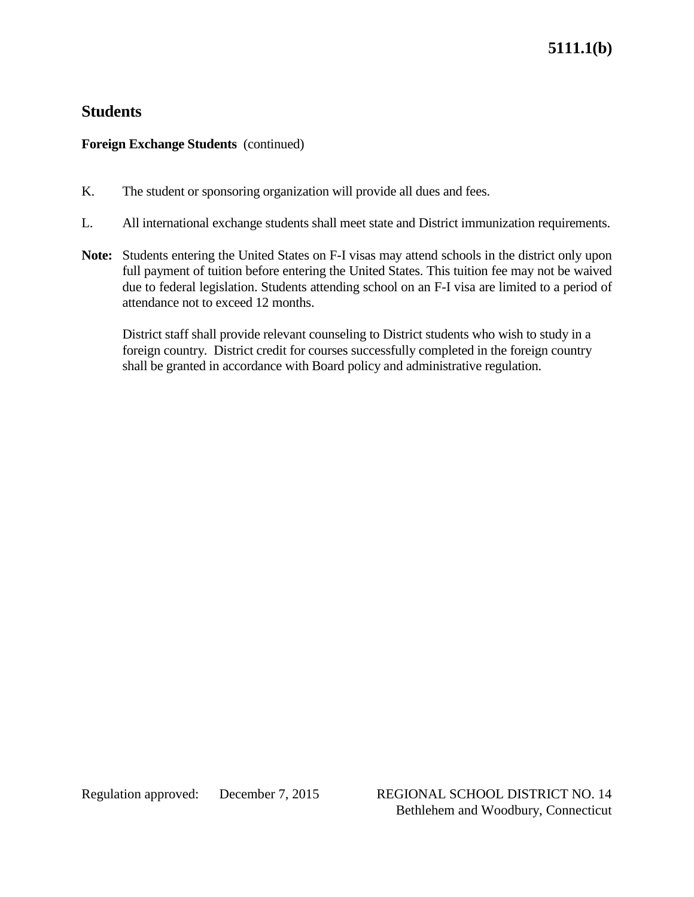## Students

**Foreign Exchange Students** (continued)

K. The student or sponsoring organization will provide all dues and fees.

L. All international exchange students shall meet state and District immunization requirements.

**Note:** Students entering the United States on F-I visas may attend schools in the district only upon full payment of tuition before entering the United States. This tuition fee may not be waived due to federal legislation. Students attending school on an F-I visa are limited to a period of attendance not to exceed 12 months.

District staff shall provide relevant counseling to District students who wish to study in a foreign country. District credit for courses successfully completed in the foreign country shall be granted in accordance with Board policy and administrative regulation.

Regulation approved: December 7, 2015

REGIONAL SCHOOL DISTRICT NO. 14
Bethlehem and Woodbury, Connecticut